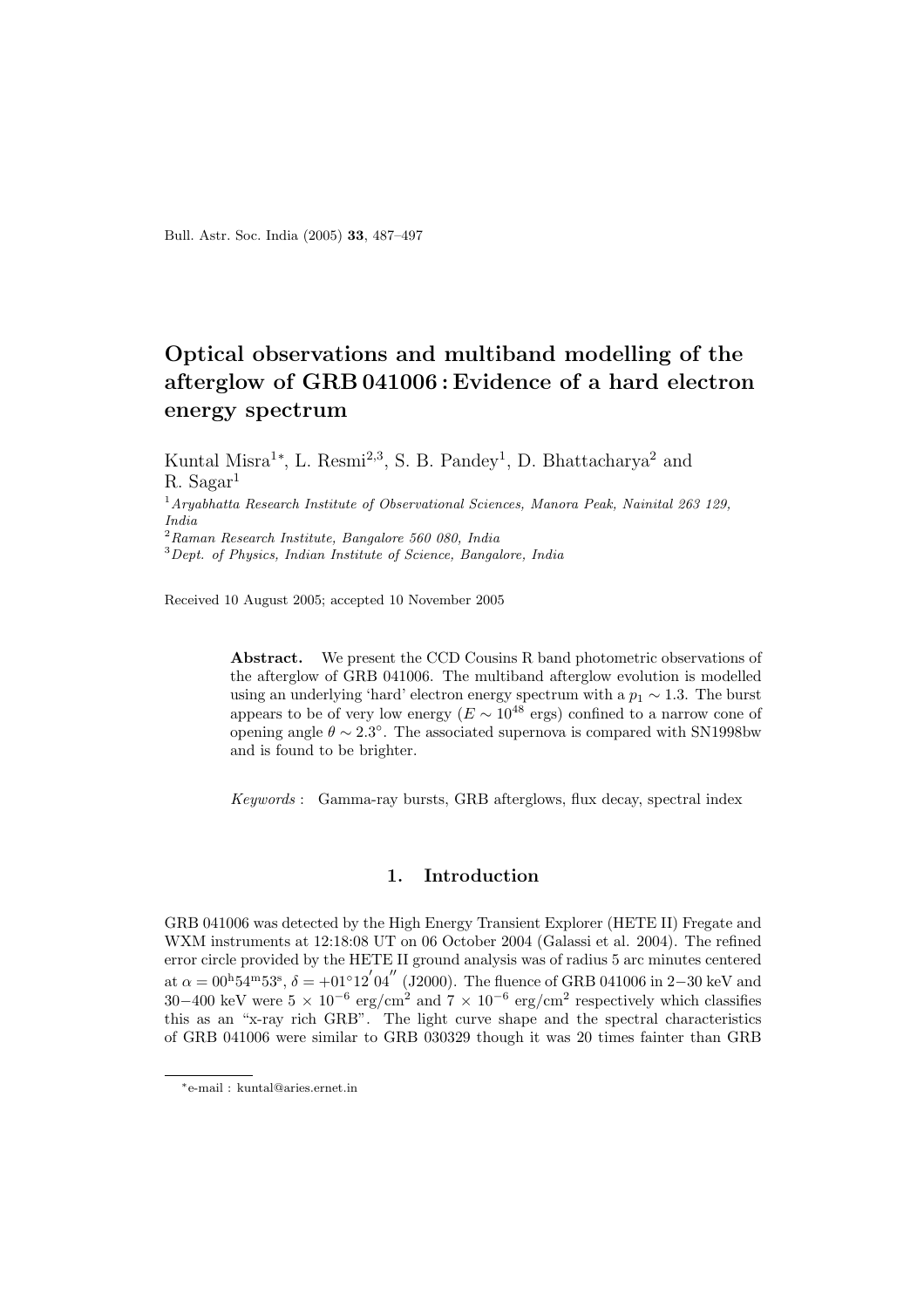# Optical observations and multiband modelling of the afterglow of GRB 041006 : Evidence of a hard electron energy spectrum

Kuntal Misra[1*], L. Resmi[2,3], S. B. Pandey[1], D. Bhattacharya[2] and R. Sagar[1]

[1] *Aryabhatta Research Institute of Observational Sciences, Manora Peak, Nainital 263 129, India*

[2] *Raman Research Institute, Bangalore 560 080, India*

[3] *Dept. of Physics, Indian Institute of Science, Bangalore, India*

Received 10 August 2005; accepted 10 November 2005

**Abstract.** We present the CCD Cousins R band photometric observations of the afterglow of GRB 041006. The multiband afterglow evolution is modelled using an underlying 'hard' electron energy spectrum with a $p_1 \sim 1.3$. The burst appears to be of very low energy ($E \sim 10^{48}$ ergs) confined to a narrow cone of opening angle $\theta \sim 2.3°$. The associated supernova is compared with SN1998bw and is found to be brighter.

*Keywords* : Gamma-ray bursts, GRB afterglows, flux decay, spectral index

## 1. Introduction

GRB 041006 was detected by the High Energy Transient Explorer (HETE II) Fregate and WXM instruments at 12:18:08 UT on 06 October 2004 (Galassi et al. 2004). The refined error circle provided by the HETE II ground analysis was of radius 5 arc minutes centered at $\alpha = 00^{h}54^{m}53^{s}$, $\delta = +01°12'04''$ (J2000). The fluence of GRB 041006 in 2−30 keV and 30−400 keV were $5 \times 10^{-6}$ erg/cm$^2$ and $7 \times 10^{-6}$ erg/cm$^2$ respectively which classifies this as an "x-ray rich GRB". The light curve shape and the spectral characteristics of GRB 041006 were similar to GRB 030329 though it was 20 times fainter than GRB

*e-mail : kuntal@aries.ernet.in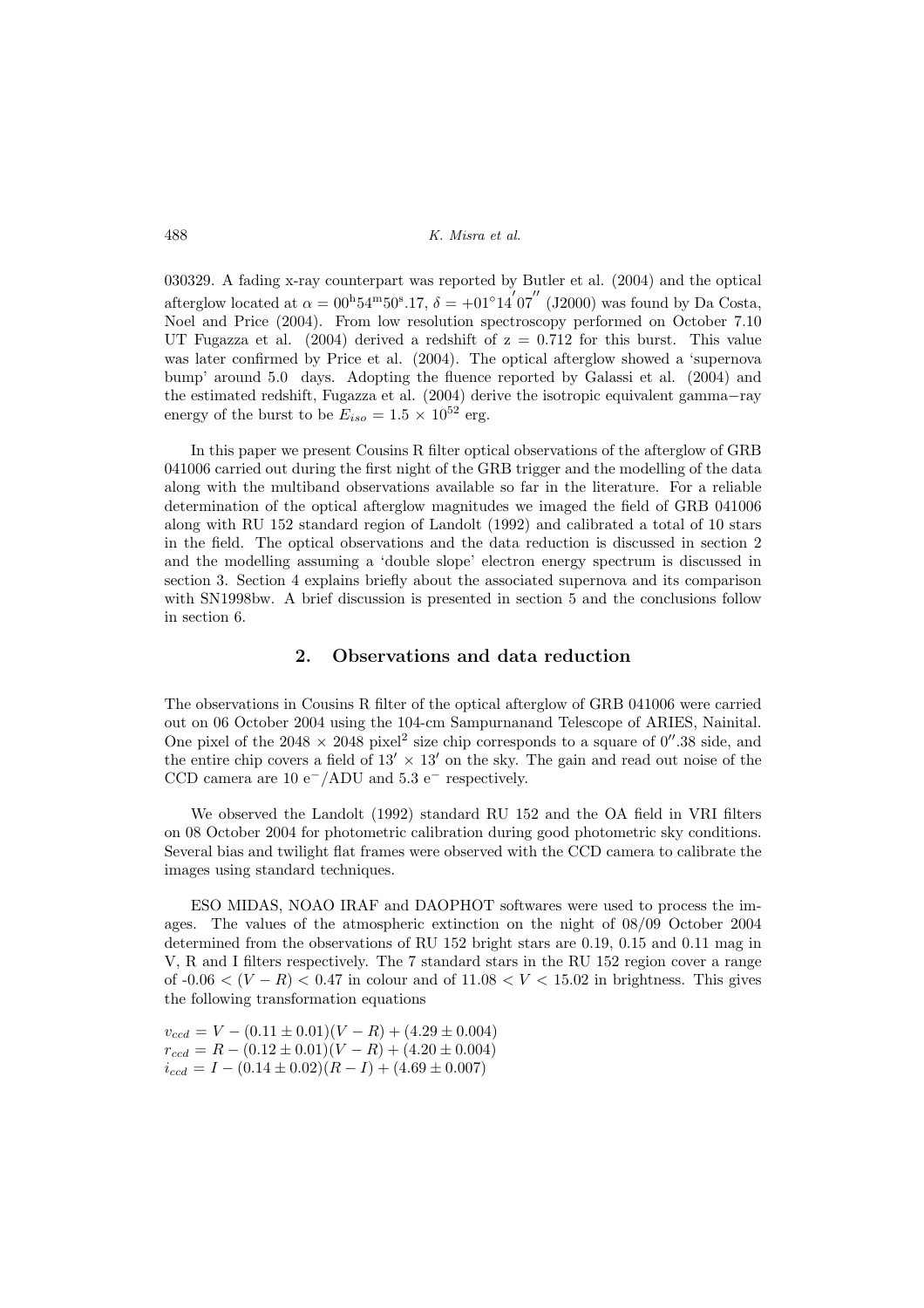030329. A fading x-ray counterpart was reported by Butler et al. (2004) and the optical afterglow located at $\alpha = 00^{\rm h}54^{\rm m}50^{\rm s}.17$, $\delta = +01^{\circ}14^{'}07^{''}$ (J2000) was found by Da Costa, Noel and Price (2004). From low resolution spectroscopy performed on October 7.10 UT Fugazza et al. (2004) derived a redshift of z = 0.712 for this burst. This value was later confirmed by Price et al. (2004). The optical afterglow showed a 'supernova bump' around 5.0 days. Adopting the fluence reported by Galassi et al. (2004) and the estimated redshift, Fugazza et al. (2004) derive the isotropic equivalent gamma−ray energy of the burst to be $E_{iso} = 1.5 \times 10^{52}$ erg.

In this paper we present Cousins R filter optical observations of the afterglow of GRB 041006 carried out during the first night of the GRB trigger and the modelling of the data along with the multiband observations available so far in the literature. For a reliable determination of the optical afterglow magnitudes we imaged the field of GRB 041006 along with RU 152 standard region of Landolt (1992) and calibrated a total of 10 stars in the field. The optical observations and the data reduction is discussed in section 2 and the modelling assuming a 'double slope' electron energy spectrum is discussed in section 3. Section 4 explains briefly about the associated supernova and its comparison with SN1998bw. A brief discussion is presented in section 5 and the conclusions follow in section 6.

## 2. Observations and data reduction

The observations in Cousins R filter of the optical afterglow of GRB 041006 were carried out on 06 October 2004 using the 104-cm Sampurnanand Telescope of ARIES, Nainital. One pixel of the 2048 × 2048 pixel$^2$ size chip corresponds to a square of $0''.38$ side, and the entire chip covers a field of $13' \times 13'$ on the sky. The gain and read out noise of the CCD camera are 10 e$^-$/ADU and 5.3 e$^-$ respectively.

We observed the Landolt (1992) standard RU 152 and the OA field in VRI filters on 08 October 2004 for photometric calibration during good photometric sky conditions. Several bias and twilight flat frames were observed with the CCD camera to calibrate the images using standard techniques.

ESO MIDAS, NOAO IRAF and DAOPHOT softwares were used to process the images. The values of the atmospheric extinction on the night of 08/09 October 2004 determined from the observations of RU 152 bright stars are 0.19, 0.15 and 0.11 mag in V, R and I filters respectively. The 7 standard stars in the RU 152 region cover a range of $-0.06 < (V-R) < 0.47$ in colour and of $11.08 < V < 15.02$ in brightness. This gives the following transformation equations

$$v_{ccd} = V - (0.11 \pm 0.01)(V - R) + (4.29 \pm 0.004)$$
$$r_{ccd} = R - (0.12 \pm 0.01)(V - R) + (4.20 \pm 0.004)$$
$$i_{ccd} = I - (0.14 \pm 0.02)(R - I) + (4.69 \pm 0.007)$$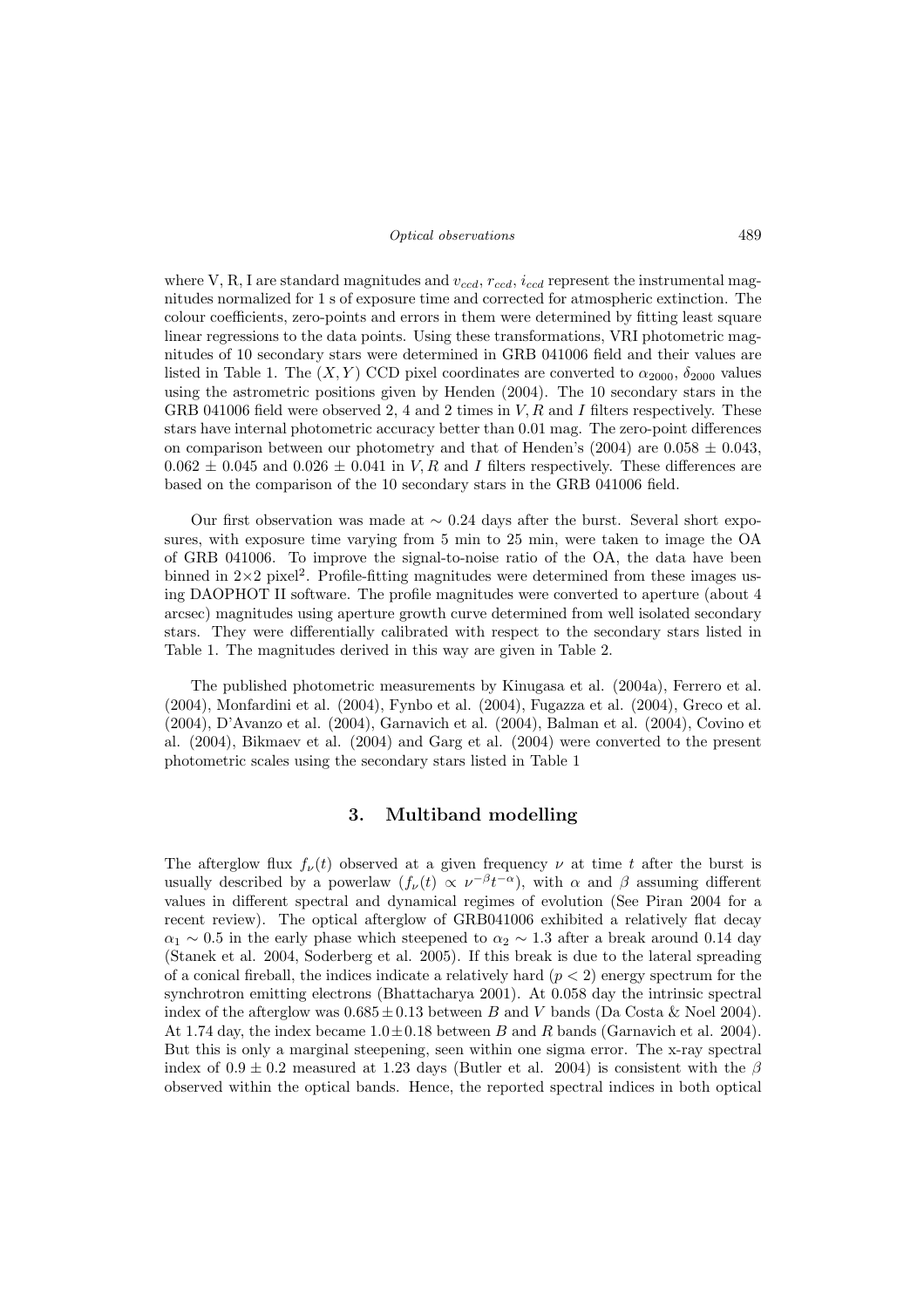where V, R, I are standard magnitudes and $v_{ccd}$, $r_{ccd}$, $i_{ccd}$ represent the instrumental magnitudes normalized for 1 s of exposure time and corrected for atmospheric extinction. The colour coefficients, zero-points and errors in them were determined by fitting least square linear regressions to the data points. Using these transformations, VRI photometric magnitudes of 10 secondary stars were determined in GRB 041006 field and their values are listed in Table 1. The $(X, Y)$ CCD pixel coordinates are converted to $\alpha_{2000}$, $\delta_{2000}$ values using the astrometric positions given by Henden (2004). The 10 secondary stars in the GRB 041006 field were observed 2, 4 and 2 times in $V, R$ and $I$ filters respectively. These stars have internal photometric accuracy better than 0.01 mag. The zero-point differences on comparison between our photometry and that of Henden's (2004) are $0.058 \pm 0.043$, $0.062 \pm 0.045$ and $0.026 \pm 0.041$ in $V, R$ and $I$ filters respectively. These differences are based on the comparison of the 10 secondary stars in the GRB 041006 field.

Our first observation was made at $\sim 0.24$ days after the burst. Several short exposures, with exposure time varying from 5 min to 25 min, were taken to image the OA of GRB 041006. To improve the signal-to-noise ratio of the OA, the data have been binned in $2\times2$ pixel$^2$. Profile-fitting magnitudes were determined from these images using DAOPHOT II software. The profile magnitudes were converted to aperture (about 4 arcsec) magnitudes using aperture growth curve determined from well isolated secondary stars. They were differentially calibrated with respect to the secondary stars listed in Table 1. The magnitudes derived in this way are given in Table 2.

The published photometric measurements by Kinugasa et al. (2004a), Ferrero et al. (2004), Monfardini et al. (2004), Fynbo et al. (2004), Fugazza et al. (2004), Greco et al. (2004), D'Avanzo et al. (2004), Garnavich et al. (2004), Balman et al. (2004), Covino et al. (2004), Bikmaev et al. (2004) and Garg et al. (2004) were converted to the present photometric scales using the secondary stars listed in Table 1

## 3. Multiband modelling

The afterglow flux $f_\nu(t)$ observed at a given frequency $\nu$ at time $t$ after the burst is usually described by a powerlaw ($f_\nu(t) \propto \nu^{-\beta}t^{-\alpha}$), with $\alpha$ and $\beta$ assuming different values in different spectral and dynamical regimes of evolution (See Piran 2004 for a recent review). The optical afterglow of GRB041006 exhibited a relatively flat decay $\alpha_1 \sim 0.5$ in the early phase which steepened to $\alpha_2 \sim 1.3$ after a break around 0.14 day (Stanek et al. 2004, Soderberg et al. 2005). If this break is due to the lateral spreading of a conical fireball, the indices indicate a relatively hard ($p < 2$) energy spectrum for the synchrotron emitting electrons (Bhattacharya 2001). At 0.058 day the intrinsic spectral index of the afterglow was $0.685 \pm 0.13$ between $B$ and $V$ bands (Da Costa & Noel 2004). At 1.74 day, the index became $1.0 \pm 0.18$ between $B$ and $R$ bands (Garnavich et al. 2004). But this is only a marginal steepening, seen within one sigma error. The x-ray spectral index of $0.9 \pm 0.2$ measured at 1.23 days (Butler et al. 2004) is consistent with the $\beta$ observed within the optical bands. Hence, the reported spectral indices in both optical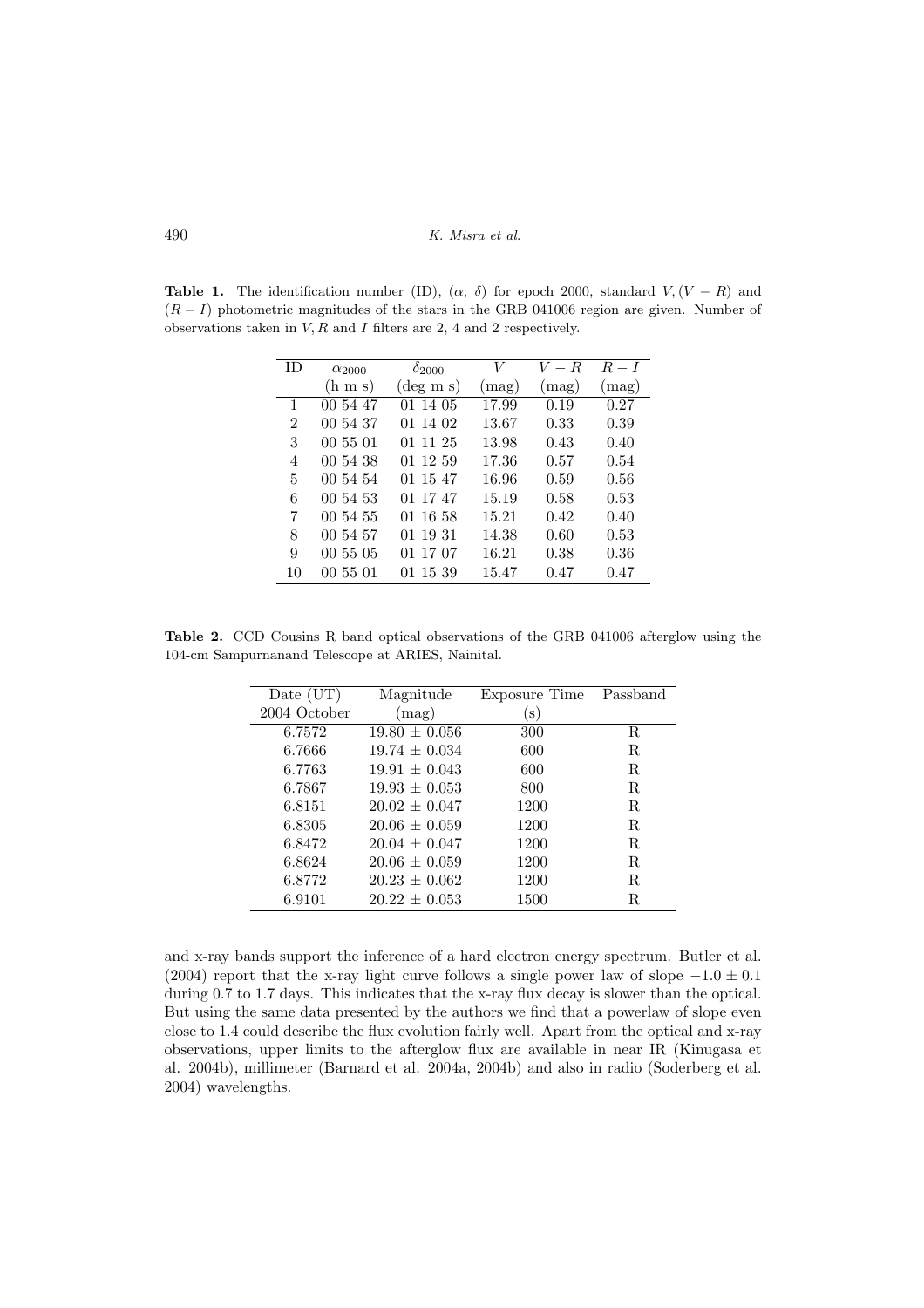**Table 1.** The identification number (ID), ($\alpha$, $\delta$) for epoch 2000, standard $V, (V-R)$ and $(R-I)$ photometric magnitudes of the stars in the GRB 041006 region are given. Number of observations taken in $V, R$ and $I$ filters are 2, 4 and 2 respectively.

| ID | $\alpha_{2000}$ (h m s) | $\delta_{2000}$ (deg m s) | $V$ (mag) | $V-R$ (mag) | $R-I$ (mag) |
|---|---|---|---|---|---|
| 1 | 00 54 47 | 01 14 05 | 17.99 | 0.19 | 0.27 |
| 2 | 00 54 37 | 01 14 02 | 13.67 | 0.33 | 0.39 |
| 3 | 00 55 01 | 01 11 25 | 13.98 | 0.43 | 0.40 |
| 4 | 00 54 38 | 01 12 59 | 17.36 | 0.57 | 0.54 |
| 5 | 00 54 54 | 01 15 47 | 16.96 | 0.59 | 0.56 |
| 6 | 00 54 53 | 01 17 47 | 15.19 | 0.58 | 0.53 |
| 7 | 00 54 55 | 01 16 58 | 15.21 | 0.42 | 0.40 |
| 8 | 00 54 57 | 01 19 31 | 14.38 | 0.60 | 0.53 |
| 9 | 00 55 05 | 01 17 07 | 16.21 | 0.38 | 0.36 |
| 10 | 00 55 01 | 01 15 39 | 15.47 | 0.47 | 0.47 |

**Table 2.** CCD Cousins R band optical observations of the GRB 041006 afterglow using the 104-cm Sampurnanand Telescope at ARIES, Nainital.

| Date (UT) 2004 October | Magnitude (mag) | Exposure Time (s) | Passband |
|---|---|---|---|
| 6.7572 | $19.80 \pm 0.056$ | 300 | R |
| 6.7666 | $19.74 \pm 0.034$ | 600 | R |
| 6.7763 | $19.91 \pm 0.043$ | 600 | R |
| 6.7867 | $19.93 \pm 0.053$ | 800 | R |
| 6.8151 | $20.02 \pm 0.047$ | 1200 | R |
| 6.8305 | $20.06 \pm 0.059$ | 1200 | R |
| 6.8472 | $20.04 \pm 0.047$ | 1200 | R |
| 6.8624 | $20.06 \pm 0.059$ | 1200 | R |
| 6.8772 | $20.23 \pm 0.062$ | 1200 | R |
| 6.9101 | $20.22 \pm 0.053$ | 1500 | R |

and x-ray bands support the inference of a hard electron energy spectrum. Butler et al. (2004) report that the x-ray light curve follows a single power law of slope $-1.0 \pm 0.1$ during 0.7 to 1.7 days. This indicates that the x-ray flux decay is slower than the optical. But using the same data presented by the authors we find that a powerlaw of slope even close to 1.4 could describe the flux evolution fairly well. Apart from the optical and x-ray observations, upper limits to the afterglow flux are available in near IR (Kinugasa et al. 2004b), millimeter (Barnard et al. 2004a, 2004b) and also in radio (Soderberg et al. 2004) wavelengths.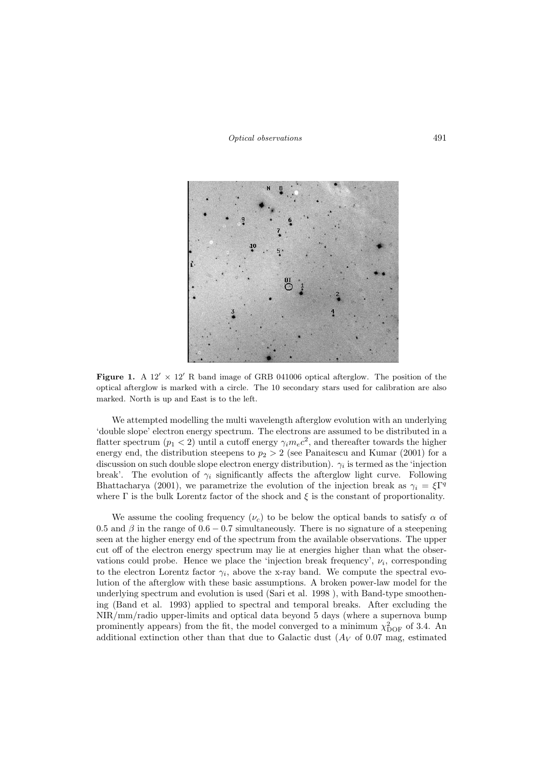**Figure 1.** A $12' \times 12'$ R band image of GRB 041006 optical afterglow. The position of the optical afterglow is marked with a circle. The 10 secondary stars used for calibration are also marked. North is up and East is to the left.

We attempted modelling the multi wavelength afterglow evolution with an underlying 'double slope' electron energy spectrum. The electrons are assumed to be distributed in a flatter spectrum ($p_1 < 2$) until a cutoff energy $\gamma_i m_e c^2$, and thereafter towards the higher energy end, the distribution steepens to $p_2 > 2$ (see Panaitescu and Kumar (2001) for a discussion on such double slope electron energy distribution). $\gamma_i$ is termed as the 'injection break'. The evolution of $\gamma_i$ significantly affects the afterglow light curve. Following Bhattacharya (2001), we parametrize the evolution of the injection break as $\gamma_i = \xi \Gamma^q$ where $\Gamma$ is the bulk Lorentz factor of the shock and $\xi$ is the constant of proportionality.

We assume the cooling frequency ($\nu_c$) to be below the optical bands to satisfy $\alpha$ of 0.5 and $\beta$ in the range of $0.6 - 0.7$ simultaneously. There is no signature of a steepening seen at the higher energy end of the spectrum from the available observations. The upper cut off of the electron energy spectrum may lie at energies higher than what the observations could probe. Hence we place the 'injection break frequency', $\nu_i$, corresponding to the electron Lorentz factor $\gamma_i$, above the x-ray band. We compute the spectral evolution of the afterglow with these basic assumptions. A broken power-law model for the underlying spectrum and evolution is used (Sari et al. 1998 ), with Band-type smoothening (Band et al. 1993) applied to spectral and temporal breaks. After excluding the NIR/mm/radio upper-limits and optical data beyond 5 days (where a supernova bump prominently appears) from the fit, the model converged to a minimum $\chi^2_{\rm DOF}$ of 3.4. An additional extinction other than that due to Galactic dust ($A_V$ of 0.07 mag, estimated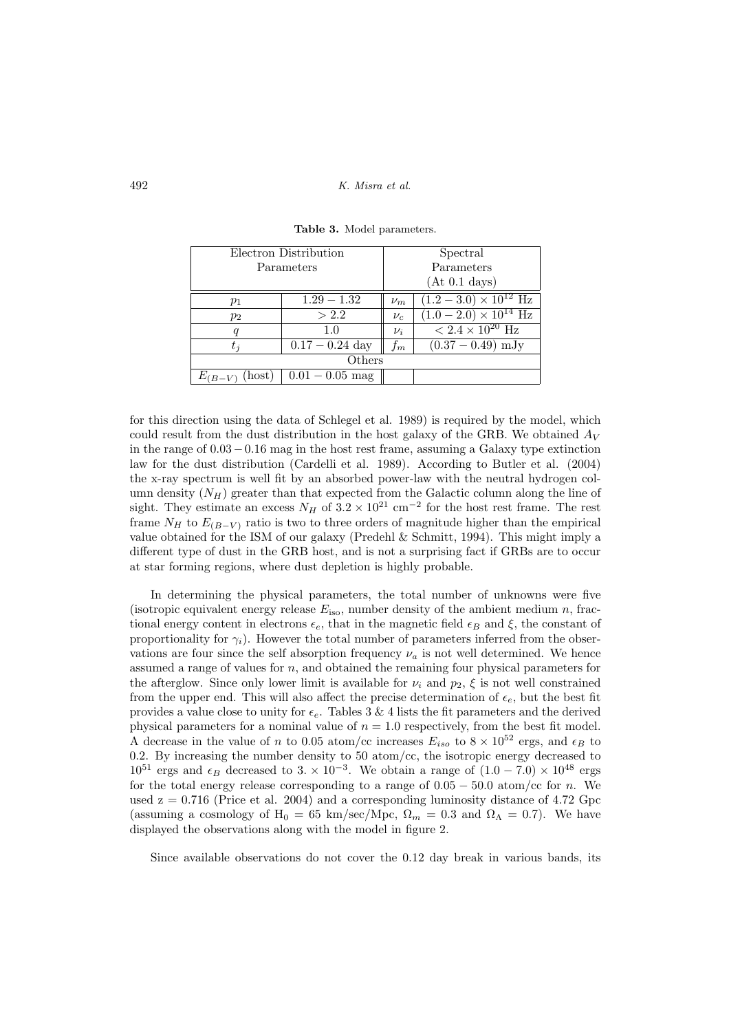**Table 3.** Model parameters.

| Electron Distribution Parameters | | Spectral Parameters (At 0.1 days) | |
|---|---|---|---|
| $p_1$ | $1.29 - 1.32$ | $\nu_m$ | $(1.2 - 3.0) \times 10^{12}$ Hz |
| $p_2$ | $> 2.2$ | $\nu_c$ | $(1.0 - 2.0) \times 10^{14}$ Hz |
| $q$ | 1.0 | $\nu_i$ | $< 2.4 \times 10^{20}$ Hz |
| $t_j$ | $0.17 - 0.24$ day | $f_m$ | $(0.37 - 0.49)$ mJy |
| Others | | | |
| $E_{(B-V)}$ (host) | $0.01 - 0.05$ mag | | |

for this direction using the data of Schlegel et al. 1989) is required by the model, which could result from the dust distribution in the host galaxy of the GRB. We obtained $A_V$ in the range of $0.03 - 0.16$ mag in the host rest frame, assuming a Galaxy type extinction law for the dust distribution (Cardelli et al. 1989). According to Butler et al. (2004) the x-ray spectrum is well fit by an absorbed power-law with the neutral hydrogen column density ($N_H$) greater than that expected from the Galactic column along the line of sight. They estimate an excess $N_H$ of $3.2 \times 10^{21}$ cm$^{-2}$ for the host rest frame. The rest frame $N_H$ to $E_{(B-V)}$ ratio is two to three orders of magnitude higher than the empirical value obtained for the ISM of our galaxy (Predehl & Schmitt, 1994). This might imply a different type of dust in the GRB host, and is not a surprising fact if GRBs are to occur at star forming regions, where dust depletion is highly probable.

In determining the physical parameters, the total number of unknowns were five (isotropic equivalent energy release $E_{\rm iso}$, number density of the ambient medium $n$, fractional energy content in electrons $\epsilon_e$, that in the magnetic field $\epsilon_B$ and $\xi$, the constant of proportionality for $\gamma_i$). However the total number of parameters inferred from the observations are four since the self absorption frequency $\nu_a$ is not well determined. We hence assumed a range of values for $n$, and obtained the remaining four physical parameters for the afterglow. Since only lower limit is available for $\nu_i$ and $p_2$, $\xi$ is not well constrained from the upper end. This will also affect the precise determination of $\epsilon_e$, but the best fit provides a value close to unity for $\epsilon_e$. Tables 3 & 4 lists the fit parameters and the derived physical parameters for a nominal value of $n = 1.0$ respectively, from the best fit model. A decrease in the value of $n$ to 0.05 atom/cc increases $E_{iso}$ to $8 \times 10^{52}$ ergs, and $\epsilon_B$ to 0.2. By increasing the number density to 50 atom/cc, the isotropic energy decreased to $10^{51}$ ergs and $\epsilon_B$ decreased to $3. \times 10^{-3}$. We obtain a range of $(1.0 - 7.0) \times 10^{48}$ ergs for the total energy release corresponding to a range of $0.05 - 50.0$ atom/cc for $n$. We used z = 0.716 (Price et al. 2004) and a corresponding luminosity distance of 4.72 Gpc (assuming a cosmology of $H_0 = 65$ km/sec/Mpc, $\Omega_m = 0.3$ and $\Omega_\Lambda = 0.7$). We have displayed the observations along with the model in figure 2.

Since available observations do not cover the 0.12 day break in various bands, its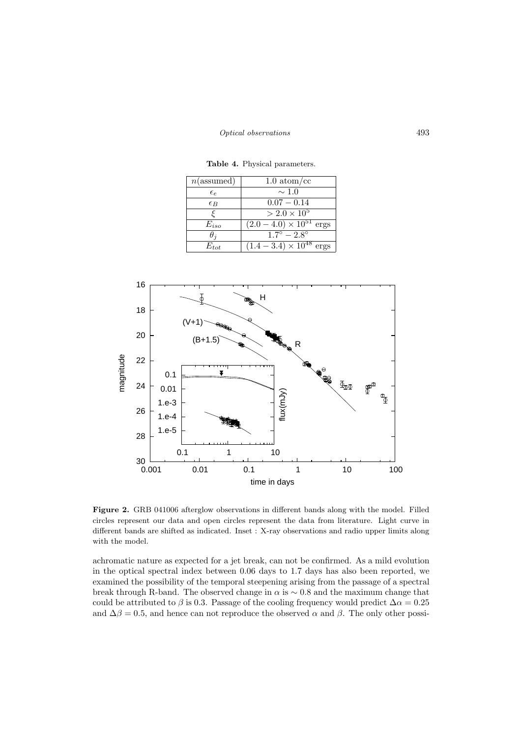**Table 4.** Physical parameters.

| $n$(assumed) | 1.0 atom/cc |
|---|---|
| $\epsilon_e$ | $\sim 1.0$ |
| $\epsilon_B$ | $0.07 - 0.14$ |
| $\xi$ | $> 2.0 \times 10^5$ |
| $E_{iso}$ | $(2.0 - 4.0) \times 10^{51}$ ergs |
| $\theta_j$ | $1.7^\circ - 2.8^\circ$ |
| $E_{tot}$ | $(1.4 - 3.4) \times 10^{48}$ ergs |

**Figure 2.** GRB 041006 afterglow observations in different bands along with the model. Filled circles represent our data and open circles represent the data from literature. Light curve in different bands are shifted as indicated. Inset : X-ray observations and radio upper limits along with the model.

achromatic nature as expected for a jet break, can not be confirmed. As a mild evolution in the optical spectral index between 0.06 days to 1.7 days has also been reported, we examined the possibility of the temporal steepening arising from the passage of a spectral break through R-band. The observed change in $\alpha$ is $\sim 0.8$ and the maximum change that could be attributed to $\beta$ is 0.3. Passage of the cooling frequency would predict $\Delta\alpha = 0.25$ and $\Delta\beta = 0.5$, and hence can not reproduce the observed $\alpha$ and $\beta$. The only other possi-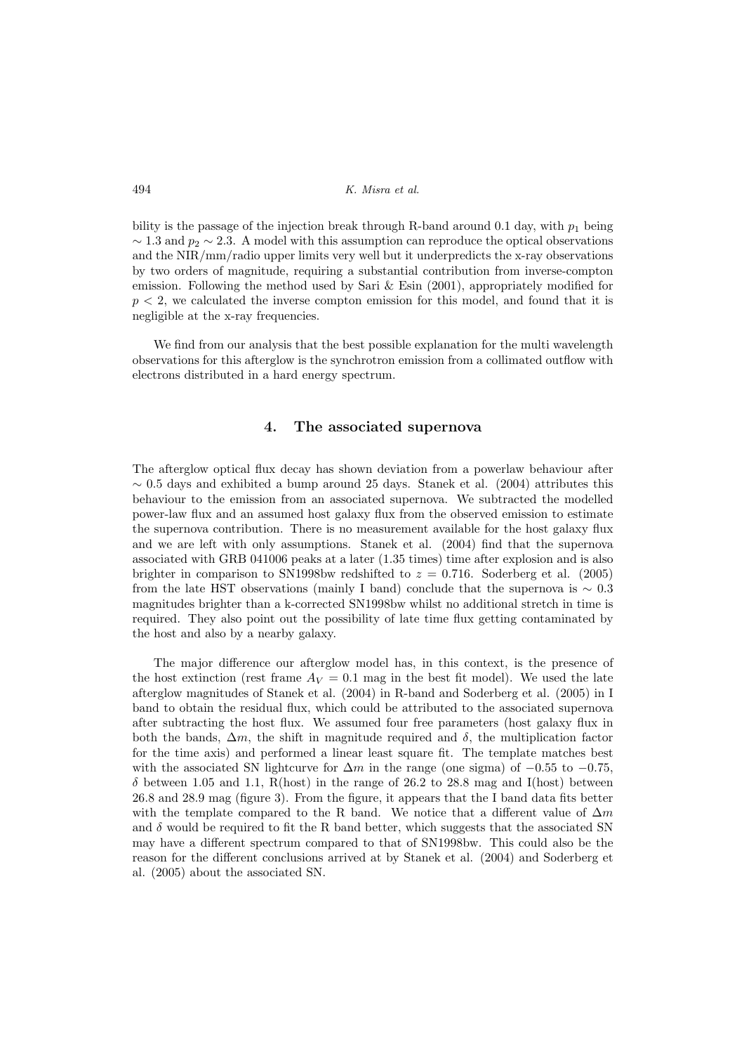bility is the passage of the injection break through R-band around 0.1 day, with $p_1$ being $\sim 1.3$ and $p_2 \sim 2.3$. A model with this assumption can reproduce the optical observations and the NIR/mm/radio upper limits very well but it underpredicts the x-ray observations by two orders of magnitude, requiring a substantial contribution from inverse-compton emission. Following the method used by Sari & Esin (2001), appropriately modified for $p < 2$, we calculated the inverse compton emission for this model, and found that it is negligible at the x-ray frequencies.

We find from our analysis that the best possible explanation for the multi wavelength observations for this afterglow is the synchrotron emission from a collimated outflow with electrons distributed in a hard energy spectrum.

## 4. The associated supernova

The afterglow optical flux decay has shown deviation from a powerlaw behaviour after $\sim 0.5$ days and exhibited a bump around 25 days. Stanek et al. (2004) attributes this behaviour to the emission from an associated supernova. We subtracted the modelled power-law flux and an assumed host galaxy flux from the observed emission to estimate the supernova contribution. There is no measurement available for the host galaxy flux and we are left with only assumptions. Stanek et al. (2004) find that the supernova associated with GRB 041006 peaks at a later (1.35 times) time after explosion and is also brighter in comparison to SN1998bw redshifted to $z = 0.716$. Soderberg et al. (2005) from the late HST observations (mainly I band) conclude that the supernova is $\sim 0.3$ magnitudes brighter than a k-corrected SN1998bw whilst no additional stretch in time is required. They also point out the possibility of late time flux getting contaminated by the host and also by a nearby galaxy.

The major difference our afterglow model has, in this context, is the presence of the host extinction (rest frame $A_V = 0.1$ mag in the best fit model). We used the late afterglow magnitudes of Stanek et al. (2004) in R-band and Soderberg et al. (2005) in I band to obtain the residual flux, which could be attributed to the associated supernova after subtracting the host flux. We assumed four free parameters (host galaxy flux in both the bands, $\Delta m$, the shift in magnitude required and $\delta$, the multiplication factor for the time axis) and performed a linear least square fit. The template matches best with the associated SN lightcurve for $\Delta m$ in the range (one sigma) of $-0.55$ to $-0.75$, $\delta$ between 1.05 and 1.1, R(host) in the range of 26.2 to 28.8 mag and I(host) between 26.8 and 28.9 mag (figure 3). From the figure, it appears that the I band data fits better with the template compared to the R band. We notice that a different value of $\Delta m$ and $\delta$ would be required to fit the R band better, which suggests that the associated SN may have a different spectrum compared to that of SN1998bw. This could also be the reason for the different conclusions arrived at by Stanek et al. (2004) and Soderberg et al. (2005) about the associated SN.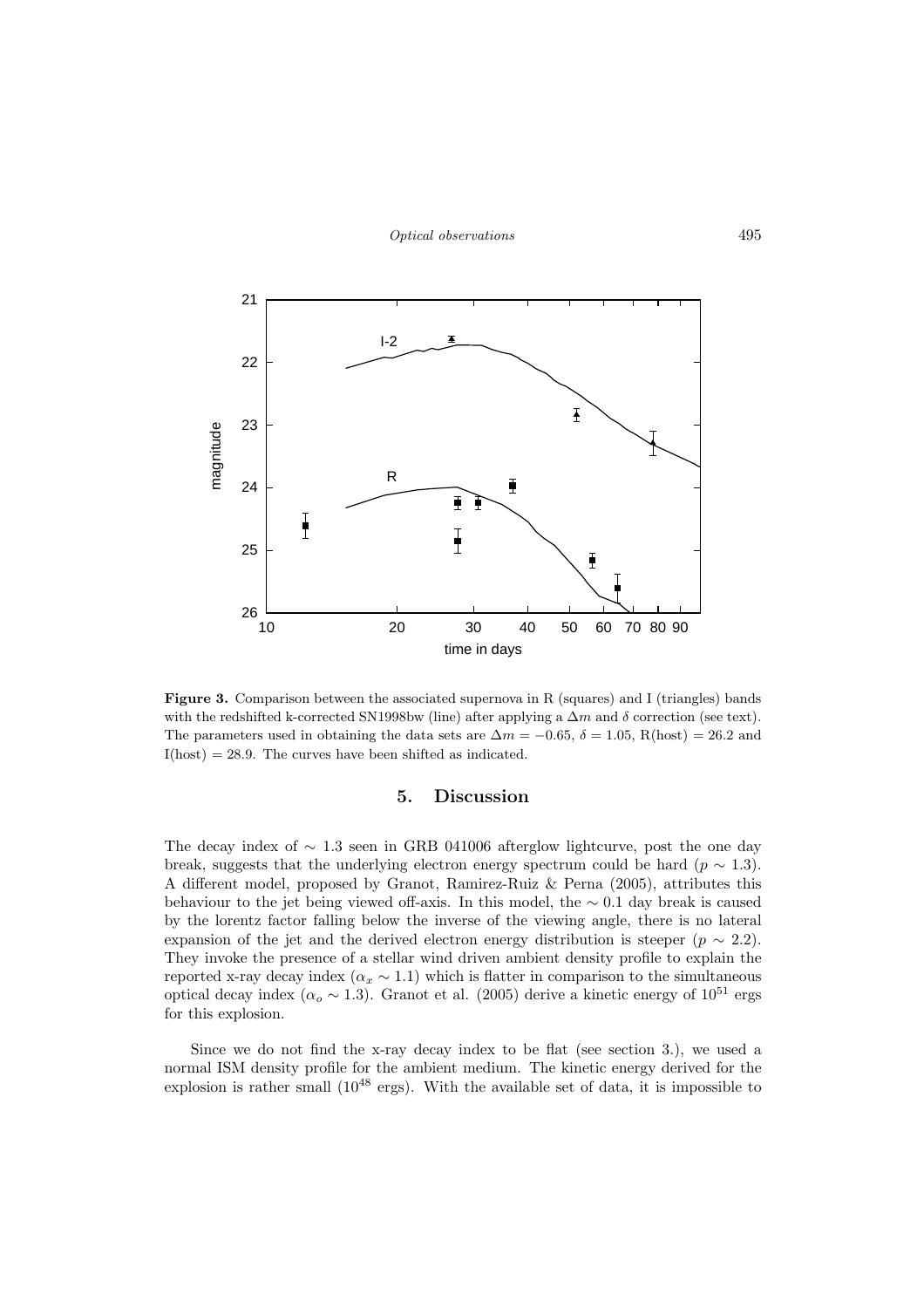**Figure 3.** Comparison between the associated supernova in R (squares) and I (triangles) bands with the redshifted k-corrected SN1998bw (line) after applying a $\Delta m$ and $\delta$ correction (see text). The parameters used in obtaining the data sets are $\Delta m = -0.65$, $\delta = 1.05$, R(host) = 26.2 and I(host) = 28.9. The curves have been shifted as indicated.

## 5. Discussion

The decay index of $\sim 1.3$ seen in GRB 041006 afterglow lightcurve, post the one day break, suggests that the underlying electron energy spectrum could be hard ($p \sim 1.3$). A different model, proposed by Granot, Ramirez-Ruiz & Perna (2005), attributes this behaviour to the jet being viewed off-axis. In this model, the $\sim 0.1$ day break is caused by the lorentz factor falling below the inverse of the viewing angle, there is no lateral expansion of the jet and the derived electron energy distribution is steeper ($p \sim 2.2$). They invoke the presence of a stellar wind driven ambient density profile to explain the reported x-ray decay index ($\alpha_x \sim 1.1$) which is flatter in comparison to the simultaneous optical decay index ($\alpha_o \sim 1.3$). Granot et al. (2005) derive a kinetic energy of $10^{51}$ ergs for this explosion.

Since we do not find the x-ray decay index to be flat (see section 3.), we used a normal ISM density profile for the ambient medium. The kinetic energy derived for the explosion is rather small ($10^{48}$ ergs). With the available set of data, it is impossible to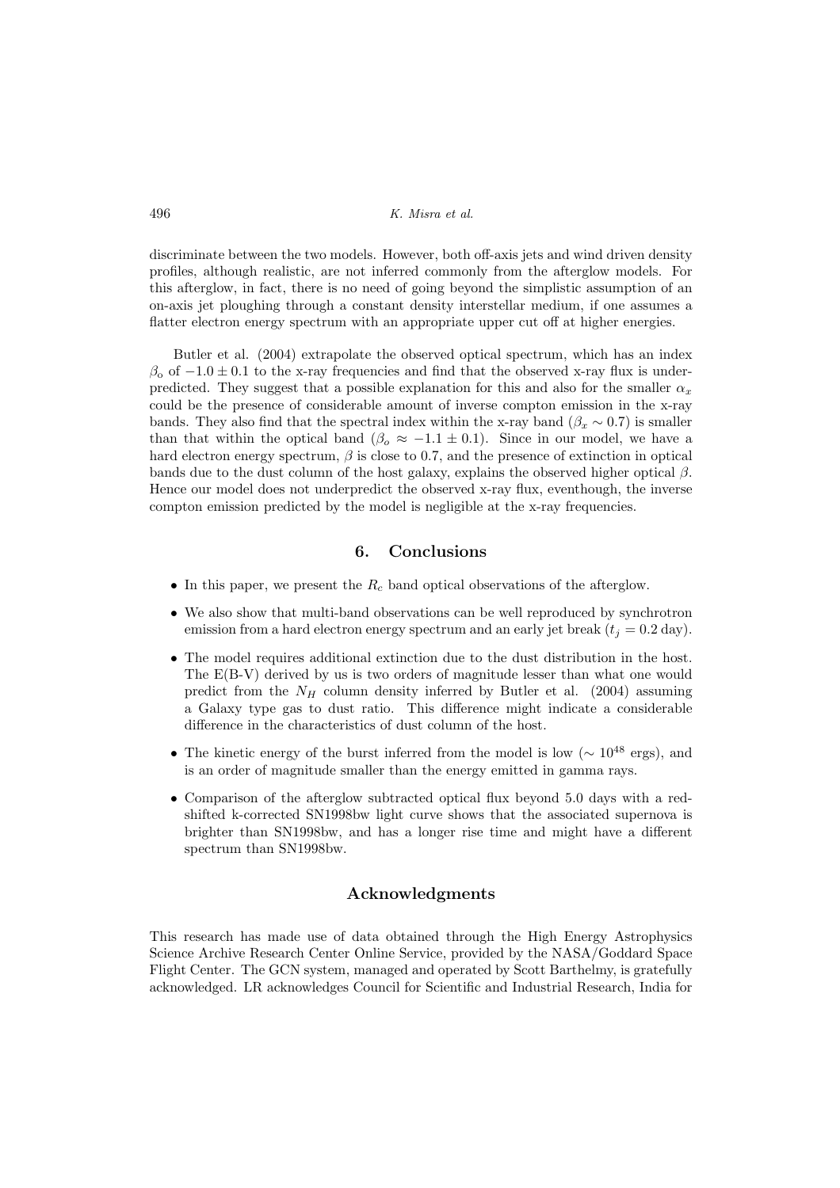discriminate between the two models. However, both off-axis jets and wind driven density profiles, although realistic, are not inferred commonly from the afterglow models. For this afterglow, in fact, there is no need of going beyond the simplistic assumption of an on-axis jet ploughing through a constant density interstellar medium, if one assumes a flatter electron energy spectrum with an appropriate upper cut off at higher energies.

Butler et al. (2004) extrapolate the observed optical spectrum, which has an index $\beta_o$ of $-1.0 \pm 0.1$ to the x-ray frequencies and find that the observed x-ray flux is underpredicted. They suggest that a possible explanation for this and also for the smaller $\alpha_x$ could be the presence of considerable amount of inverse compton emission in the x-ray bands. They also find that the spectral index within the x-ray band ($\beta_x \sim 0.7$) is smaller than that within the optical band ($\beta_o \approx -1.1 \pm 0.1$). Since in our model, we have a hard electron energy spectrum, $\beta$ is close to 0.7, and the presence of extinction in optical bands due to the dust column of the host galaxy, explains the observed higher optical $\beta$. Hence our model does not underpredict the observed x-ray flux, eventhough, the inverse compton emission predicted by the model is negligible at the x-ray frequencies.

## 6. Conclusions

- In this paper, we present the $R_c$ band optical observations of the afterglow.
- We also show that multi-band observations can be well reproduced by synchrotron emission from a hard electron energy spectrum and an early jet break ($t_j = 0.2$ day).
- The model requires additional extinction due to the dust distribution in the host. The E(B-V) derived by us is two orders of magnitude lesser than what one would predict from the $N_H$ column density inferred by Butler et al. (2004) assuming a Galaxy type gas to dust ratio. This difference might indicate a considerable difference in the characteristics of dust column of the host.
- The kinetic energy of the burst inferred from the model is low ($\sim 10^{48}$ ergs), and is an order of magnitude smaller than the energy emitted in gamma rays.
- Comparison of the afterglow subtracted optical flux beyond 5.0 days with a redshifted k-corrected SN1998bw light curve shows that the associated supernova is brighter than SN1998bw, and has a longer rise time and might have a different spectrum than SN1998bw.

## Acknowledgments

This research has made use of data obtained through the High Energy Astrophysics Science Archive Research Center Online Service, provided by the NASA/Goddard Space Flight Center. The GCN system, managed and operated by Scott Barthelmy, is gratefully acknowledged. LR acknowledges Council for Scientific and Industrial Research, India for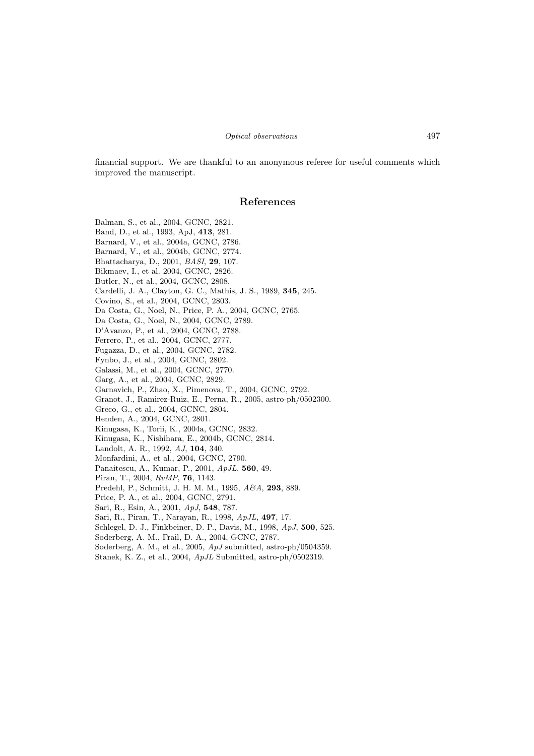financial support. We are thankful to an anonymous referee for useful comments which improved the manuscript.

## References

Balman, S., et al., 2004, GCNC, 2821.
Band, D., et al., 1993, ApJ, **413**, 281.
Barnard, V., et al., 2004a, GCNC, 2786.
Barnard, V., et al., 2004b, GCNC, 2774.
Bhattacharya, D., 2001, *BASI*, **29**, 107.
Bikmaev, I., et al. 2004, GCNC, 2826.
Butler, N., et al., 2004, GCNC, 2808.
Cardelli, J. A., Clayton, G. C., Mathis, J. S., 1989, **345**, 245.
Covino, S., et al., 2004, GCNC, 2803.
Da Costa, G., Noel, N., Price, P. A., 2004, GCNC, 2765.
Da Costa, G., Noel, N., 2004, GCNC, 2789.
D'Avanzo, P., et al., 2004, GCNC, 2788.
Ferrero, P., et al., 2004, GCNC, 2777.
Fugazza, D., et al., 2004, GCNC, 2782.
Fynbo, J., et al., 2004, GCNC, 2802.
Galassi, M., et al., 2004, GCNC, 2770.
Garg, A., et al., 2004, GCNC, 2829.
Garnavich, P., Zhao, X., Pimenova, T., 2004, GCNC, 2792.
Granot, J., Ramirez-Ruiz, E., Perna, R., 2005, astro-ph/0502300.
Greco, G., et al., 2004, GCNC, 2804.
Henden, A., 2004, GCNC, 2801.
Kinugasa, K., Torii, K., 2004a, GCNC, 2832.
Kinugasa, K., Nishihara, E., 2004b, GCNC, 2814.
Landolt, A. R., 1992, *AJ*, **104**, 340.
Monfardini, A., et al., 2004, GCNC, 2790.
Panaitescu, A., Kumar, P., 2001, *ApJL*, **560**, 49.
Piran, T., 2004, *RvMP*, **76**, 1143.
Predehl, P., Schmitt, J. H. M. M., 1995, *A&A*, **293**, 889.
Price, P. A., et al., 2004, GCNC, 2791.
Sari, R., Esin, A., 2001, *ApJ*, **548**, 787.
Sari, R., Piran, T., Narayan, R., 1998, *ApJL*, **497**, 17.
Schlegel, D. J., Finkbeiner, D. P., Davis, M., 1998, *ApJ*, **500**, 525.
Soderberg, A. M., Frail, D. A., 2004, GCNC, 2787.
Soderberg, A. M., et al., 2005, *ApJ* submitted, astro-ph/0504359.
Stanek, K. Z., et al., 2004, *ApJL* Submitted, astro-ph/0502319.